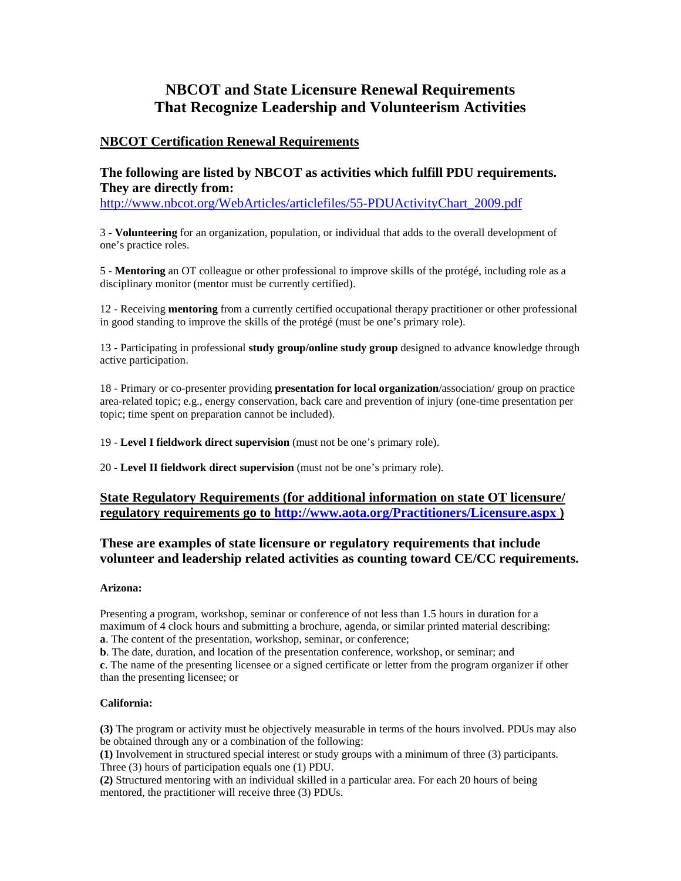# NBCOT and State Licensure Renewal Requirements That Recognize Leadership and Volunteerism Activities

## NBCOT Certification Renewal Requirements

### The following are listed by NBCOT as activities which fulfill PDU requirements. They are directly from:

http://www.nbcot.org/WebArticles/articlefiles/55-PDUActivityChart_2009.pdf

3 - **Volunteering** for an organization, population, or individual that adds to the overall development of one's practice roles.

5 - **Mentoring** an OT colleague or other professional to improve skills of the protégé, including role as a disciplinary monitor (mentor must be currently certified).

12 - Receiving **mentoring** from a currently certified occupational therapy practitioner or other professional in good standing to improve the skills of the protégé (must be one's primary role).

13 - Participating in professional **study group/online study group** designed to advance knowledge through active participation.

18 - Primary or co-presenter providing **presentation for local organization**/association/ group on practice area-related topic; e.g., energy conservation, back care and prevention of injury (one-time presentation per topic; time spent on preparation cannot be included).

19 - **Level I fieldwork direct supervision** (must not be one's primary role).

20 - **Level II fieldwork direct supervision** (must not be one's primary role).

## State Regulatory Requirements (for additional information on state OT licensure/ regulatory requirements go to http://www.aota.org/Practitioners/Licensure.aspx )

### These are examples of state licensure or regulatory requirements that include volunteer and leadership related activities as counting toward CE/CC requirements.

**Arizona:**

Presenting a program, workshop, seminar or conference of not less than 1.5 hours in duration for a maximum of 4 clock hours and submitting a brochure, agenda, or similar printed material describing:
**a**. The content of the presentation, workshop, seminar, or conference;
**b**. The date, duration, and location of the presentation conference, workshop, or seminar; and
**c**. The name of the presenting licensee or a signed certificate or letter from the program organizer if other than the presenting licensee; or

**California:**

**(3)** The program or activity must be objectively measurable in terms of the hours involved. PDUs may also be obtained through any or a combination of the following:
**(1)** Involvement in structured special interest or study groups with a minimum of three (3) participants. Three (3) hours of participation equals one (1) PDU.
**(2)** Structured mentoring with an individual skilled in a particular area. For each 20 hours of being mentored, the practitioner will receive three (3) PDUs.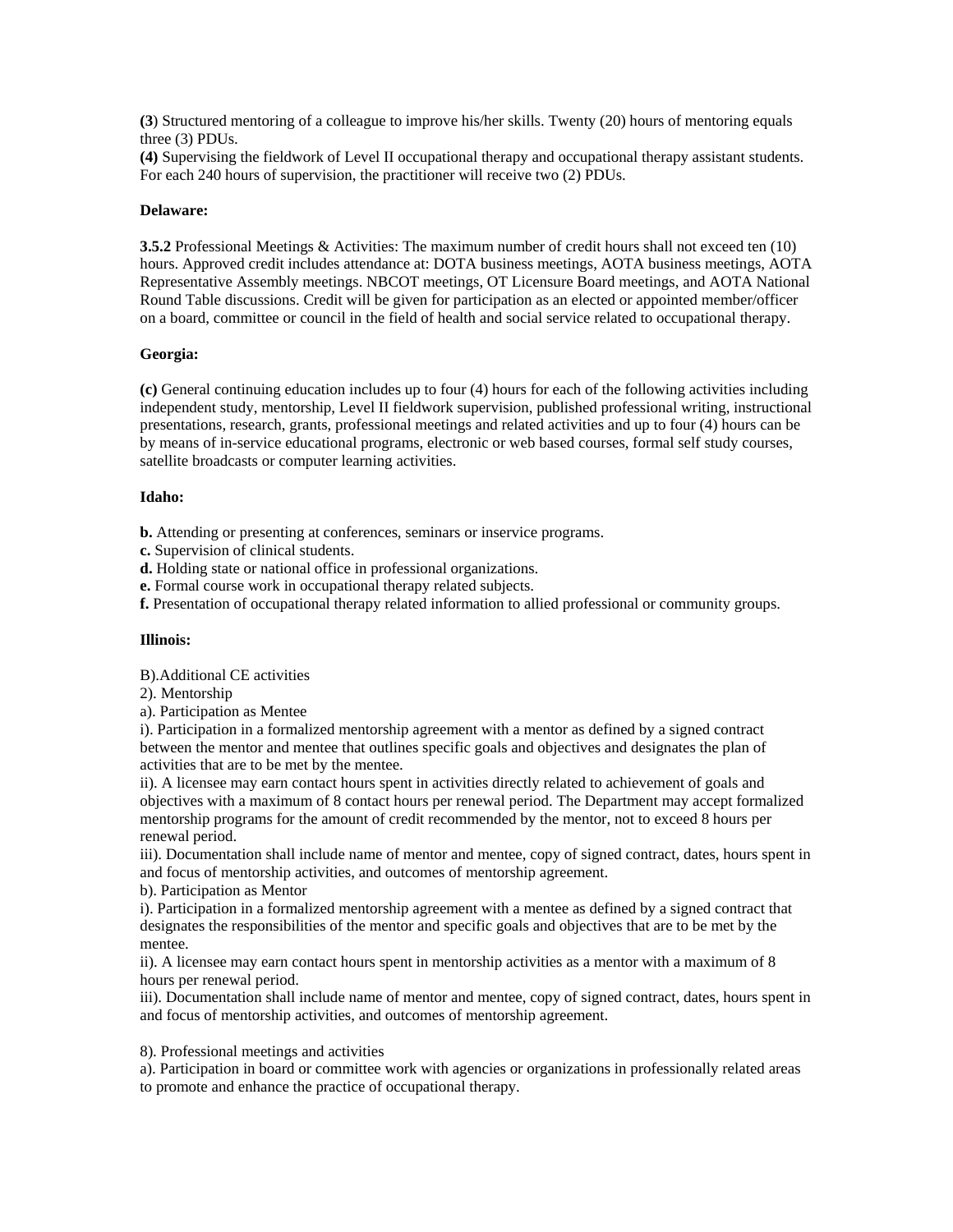**(3**) Structured mentoring of a colleague to improve his/her skills. Twenty (20) hours of mentoring equals three (3) PDUs.
**(4)** Supervising the fieldwork of Level II occupational therapy and occupational therapy assistant students. For each 240 hours of supervision, the practitioner will receive two (2) PDUs.

**Delaware:**

**3.5.2** Professional Meetings & Activities: The maximum number of credit hours shall not exceed ten (10) hours. Approved credit includes attendance at: DOTA business meetings, AOTA business meetings, AOTA Representative Assembly meetings. NBCOT meetings, OT Licensure Board meetings, and AOTA National Round Table discussions. Credit will be given for participation as an elected or appointed member/officer on a board, committee or council in the field of health and social service related to occupational therapy.

**Georgia:**

**(c)** General continuing education includes up to four (4) hours for each of the following activities including independent study, mentorship, Level II fieldwork supervision, published professional writing, instructional presentations, research, grants, professional meetings and related activities and up to four (4) hours can be by means of in-service educational programs, electronic or web based courses, formal self study courses, satellite broadcasts or computer learning activities.

**Idaho:**

**b.** Attending or presenting at conferences, seminars or inservice programs.
**c.** Supervision of clinical students.
**d.** Holding state or national office in professional organizations.
**e.** Formal course work in occupational therapy related subjects.
**f.** Presentation of occupational therapy related information to allied professional or community groups.

**Illinois:**

B).Additional CE activities
2). Mentorship
a). Participation as Mentee
i). Participation in a formalized mentorship agreement with a mentor as defined by a signed contract between the mentor and mentee that outlines specific goals and objectives and designates the plan of activities that are to be met by the mentee.
ii). A licensee may earn contact hours spent in activities directly related to achievement of goals and objectives with a maximum of 8 contact hours per renewal period. The Department may accept formalized mentorship programs for the amount of credit recommended by the mentor, not to exceed 8 hours per renewal period.
iii). Documentation shall include name of mentor and mentee, copy of signed contract, dates, hours spent in and focus of mentorship activities, and outcomes of mentorship agreement.
b). Participation as Mentor
i). Participation in a formalized mentorship agreement with a mentee as defined by a signed contract that designates the responsibilities of the mentor and specific goals and objectives that are to be met by the mentee.
ii). A licensee may earn contact hours spent in mentorship activities as a mentor with a maximum of 8 hours per renewal period.
iii). Documentation shall include name of mentor and mentee, copy of signed contract, dates, hours spent in and focus of mentorship activities, and outcomes of mentorship agreement.

8). Professional meetings and activities
a). Participation in board or committee work with agencies or organizations in professionally related areas to promote and enhance the practice of occupational therapy.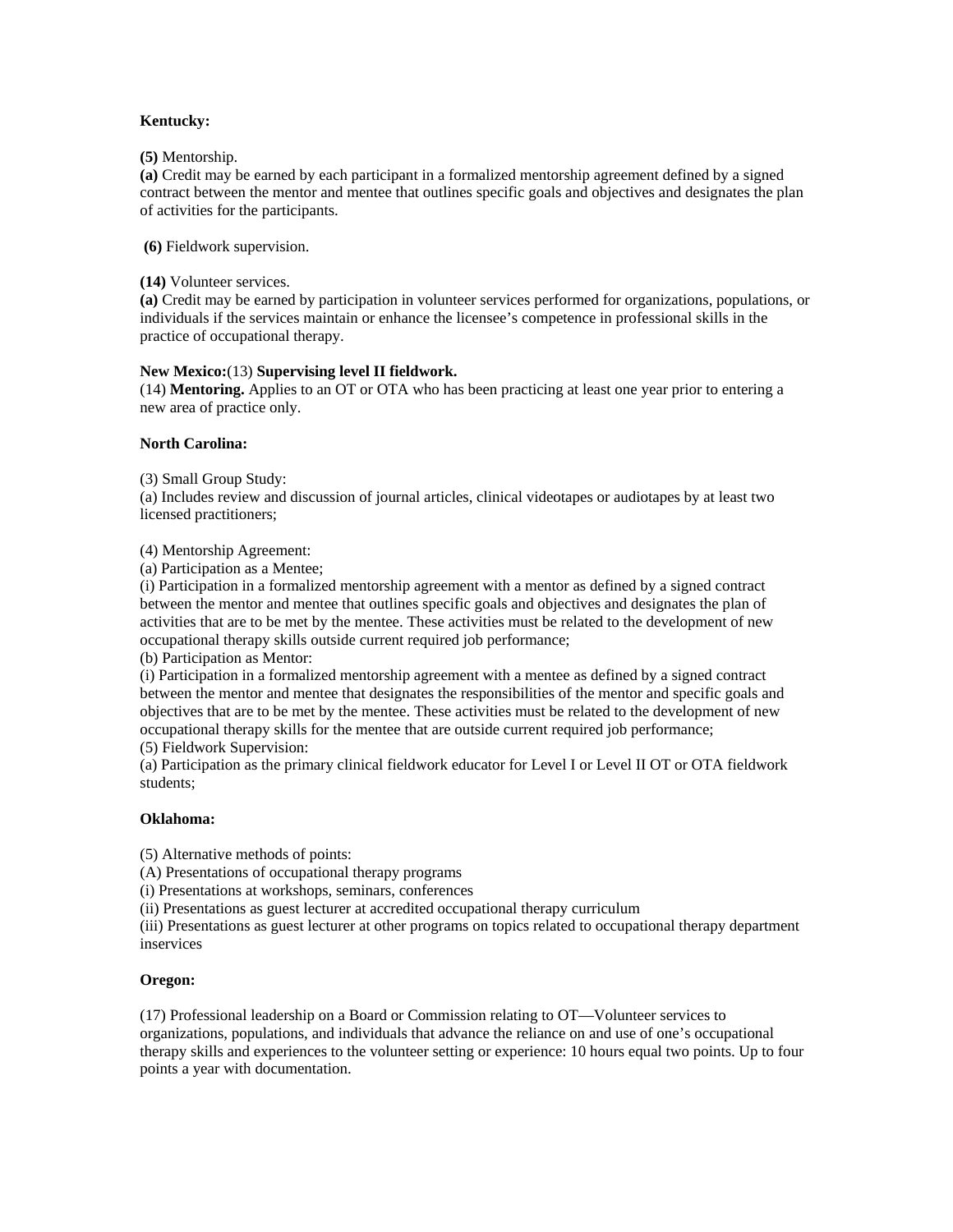**Kentucky:**

**(5)** Mentorship.
**(a)** Credit may be earned by each participant in a formalized mentorship agreement defined by a signed contract between the mentor and mentee that outlines specific goals and objectives and designates the plan of activities for the participants.

**(6)** Fieldwork supervision.

**(14)** Volunteer services.
**(a)** Credit may be earned by participation in volunteer services performed for organizations, populations, or individuals if the services maintain or enhance the licensee's competence in professional skills in the practice of occupational therapy.

**New Mexico:**(13) **Supervising level II fieldwork.**
(14) **Mentoring.** Applies to an OT or OTA who has been practicing at least one year prior to entering a new area of practice only.

**North Carolina:**

(3) Small Group Study:
(a) Includes review and discussion of journal articles, clinical videotapes or audiotapes by at least two licensed practitioners;

(4) Mentorship Agreement:
(a) Participation as a Mentee;
(i) Participation in a formalized mentorship agreement with a mentor as defined by a signed contract between the mentor and mentee that outlines specific goals and objectives and designates the plan of activities that are to be met by the mentee. These activities must be related to the development of new occupational therapy skills outside current required job performance;
(b) Participation as Mentor:
(i) Participation in a formalized mentorship agreement with a mentee as defined by a signed contract between the mentor and mentee that designates the responsibilities of the mentor and specific goals and objectives that are to be met by the mentee. These activities must be related to the development of new occupational therapy skills for the mentee that are outside current required job performance;
(5) Fieldwork Supervision:
(a) Participation as the primary clinical fieldwork educator for Level I or Level II OT or OTA fieldwork students;

**Oklahoma:**

(5) Alternative methods of points:
(A) Presentations of occupational therapy programs
(i) Presentations at workshops, seminars, conferences
(ii) Presentations as guest lecturer at accredited occupational therapy curriculum
(iii) Presentations as guest lecturer at other programs on topics related to occupational therapy department inservices

**Oregon:**

(17) Professional leadership on a Board or Commission relating to OT—Volunteer services to organizations, populations, and individuals that advance the reliance on and use of one's occupational therapy skills and experiences to the volunteer setting or experience: 10 hours equal two points. Up to four points a year with documentation.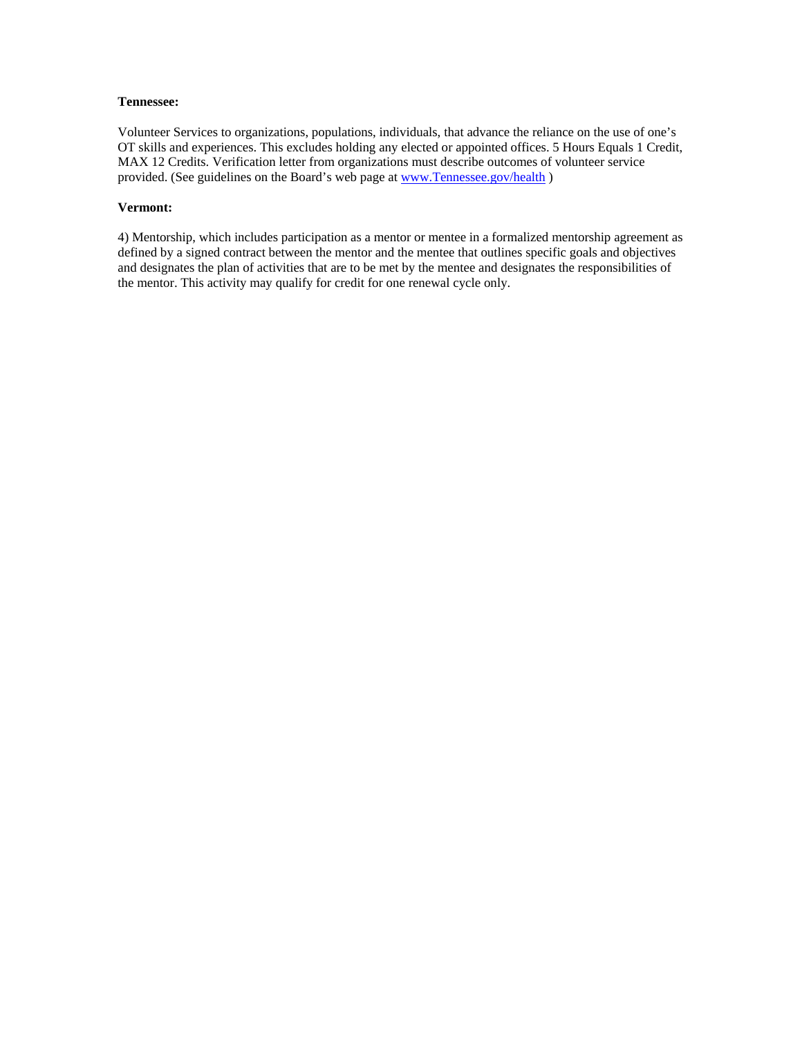**Tennessee:**

Volunteer Services to organizations, populations, individuals, that advance the reliance on the use of one's OT skills and experiences. This excludes holding any elected or appointed offices. 5 Hours Equals 1 Credit, MAX 12 Credits. Verification letter from organizations must describe outcomes of volunteer service provided. (See guidelines on the Board's web page at [www.Tennessee.gov/health](http://www.Tennessee.gov/health) )

**Vermont:**

4) Mentorship, which includes participation as a mentor or mentee in a formalized mentorship agreement as defined by a signed contract between the mentor and the mentee that outlines specific goals and objectives and designates the plan of activities that are to be met by the mentee and designates the responsibilities of the mentor. This activity may qualify for credit for one renewal cycle only.